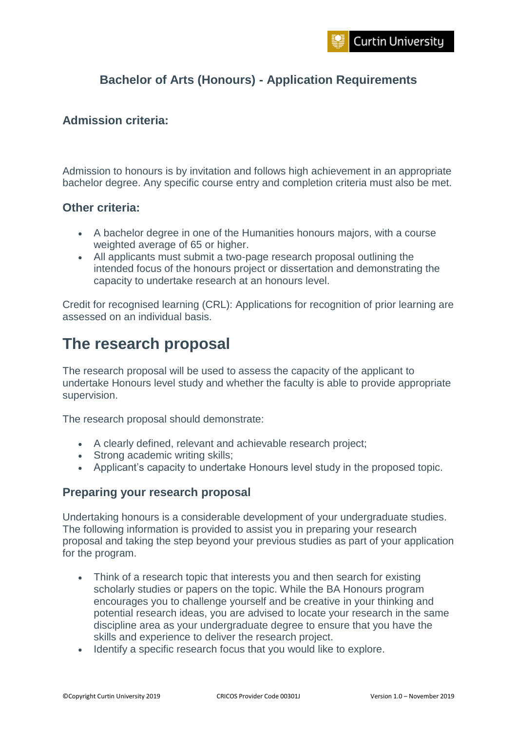## Bachelor of Arts (Honours) - Application Requirements

### Admission criteria:

Admission to honours is by invitation and follows high achievement in an appropriate bachelor degree. Any specific course entry and completion criteria must also be met.

### Other criteria:

- A bachelor degree in one of the Humanities honours majors, with a course weighted average of 65 or higher.
- All applicants must submit a two-page research proposal outlining the intended focus of the honours project or dissertation and demonstrating the capacity to undertake research at an honours level.

Credit for recognised learning (CRL): Applications for recognition of prior learning are assessed on an individual basis.

# The research proposal

The research proposal will be used to assess the capacity of the applicant to undertake Honours level study and whether the faculty is able to provide appropriate supervision.

The research proposal should demonstrate:

- A clearly defined, relevant and achievable research project;
- Strong academic writing skills;
- Applicant's capacity to undertake Honours level study in the proposed topic.

### Preparing your research proposal

Undertaking honours is a considerable development of your undergraduate studies. The following information is provided to assist you in preparing your research proposal and taking the step beyond your previous studies as part of your application for the program.

- Think of a research topic that interests you and then search for existing scholarly studies or papers on the topic. While the BA Honours program encourages you to challenge yourself and be creative in your thinking and potential research ideas, you are advised to locate your research in the same discipline area as your undergraduate degree to ensure that you have the skills and experience to deliver the research project.
- Identify a specific research focus that you would like to explore.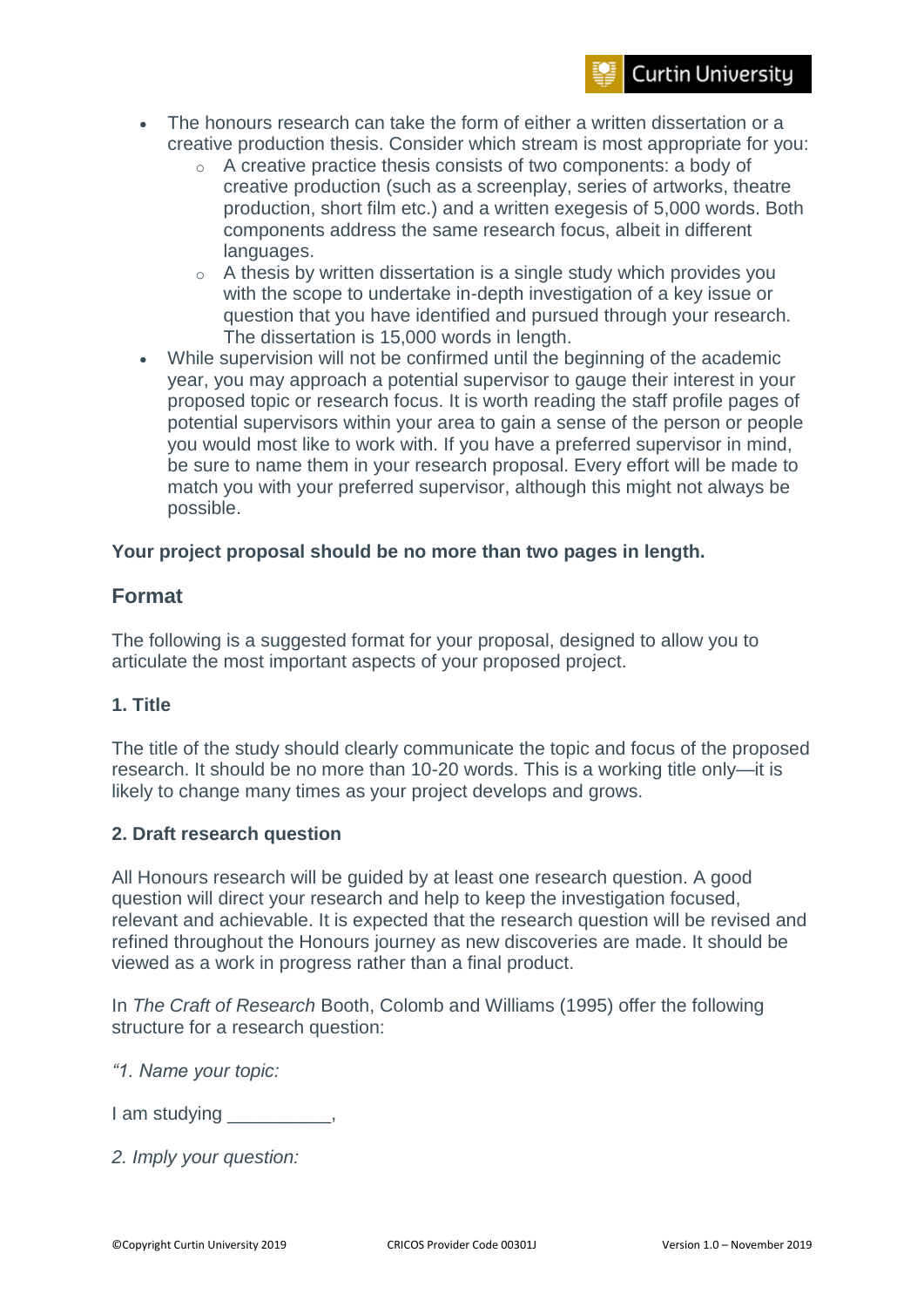- The honours research can take the form of either a written dissertation or a creative production thesis. Consider which stream is most appropriate for you:
    - A creative practice thesis consists of two components: a body of creative production (such as a screenplay, series of artworks, theatre production, short film etc.) and a written exegesis of 5,000 words. Both components address the same research focus, albeit in different languages.
    - A thesis by written dissertation is a single study which provides you with the scope to undertake in-depth investigation of a key issue or question that you have identified and pursued through your research. The dissertation is 15,000 words in length.
- While supervision will not be confirmed until the beginning of the academic year, you may approach a potential supervisor to gauge their interest in your proposed topic or research focus. It is worth reading the staff profile pages of potential supervisors within your area to gain a sense of the person or people you would most like to work with. If you have a preferred supervisor in mind, be sure to name them in your research proposal. Every effort will be made to match you with your preferred supervisor, although this might not always be possible.

**Your project proposal should be no more than two pages in length.**

## Format

The following is a suggested format for your proposal, designed to allow you to articulate the most important aspects of your proposed project.

### 1. Title

The title of the study should clearly communicate the topic and focus of the proposed research. It should be no more than 10-20 words. This is a working title only—it is likely to change many times as your project develops and grows.

### 2. Draft research question

All Honours research will be guided by at least one research question. A good question will direct your research and help to keep the investigation focused, relevant and achievable. It is expected that the research question will be revised and refined throughout the Honours journey as new discoveries are made. It should be viewed as a work in progress rather than a final product.

In *The Craft of Research* Booth, Colomb and Williams (1995) offer the following structure for a research question:

*"1. Name your topic:*

I am studying __________,

*2. Imply your question:*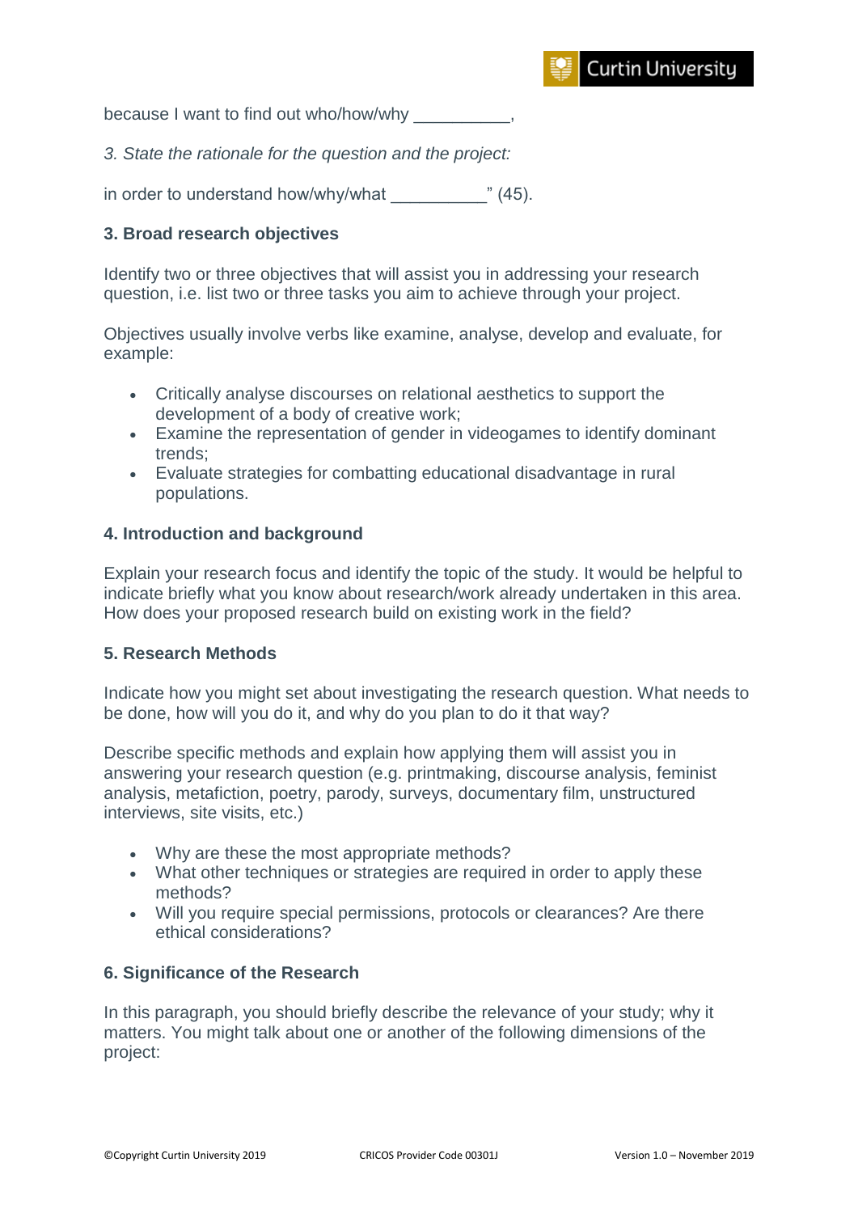because I want to find out who/how/why __________,

*3. State the rationale for the question and the project:*

in order to understand how/why/what __________" (45).

### 3. Broad research objectives

Identify two or three objectives that will assist you in addressing your research question, i.e. list two or three tasks you aim to achieve through your project.

Objectives usually involve verbs like examine, analyse, develop and evaluate, for example:

- Critically analyse discourses on relational aesthetics to support the development of a body of creative work;
- Examine the representation of gender in videogames to identify dominant trends;
- Evaluate strategies for combatting educational disadvantage in rural populations.

### 4. Introduction and background

Explain your research focus and identify the topic of the study. It would be helpful to indicate briefly what you know about research/work already undertaken in this area. How does your proposed research build on existing work in the field?

### 5. Research Methods

Indicate how you might set about investigating the research question. What needs to be done, how will you do it, and why do you plan to do it that way?

Describe specific methods and explain how applying them will assist you in answering your research question (e.g. printmaking, discourse analysis, feminist analysis, metafiction, poetry, parody, surveys, documentary film, unstructured interviews, site visits, etc.)

- Why are these the most appropriate methods?
- What other techniques or strategies are required in order to apply these methods?
- Will you require special permissions, protocols or clearances? Are there ethical considerations?

### 6. Significance of the Research

In this paragraph, you should briefly describe the relevance of your study; why it matters. You might talk about one or another of the following dimensions of the project: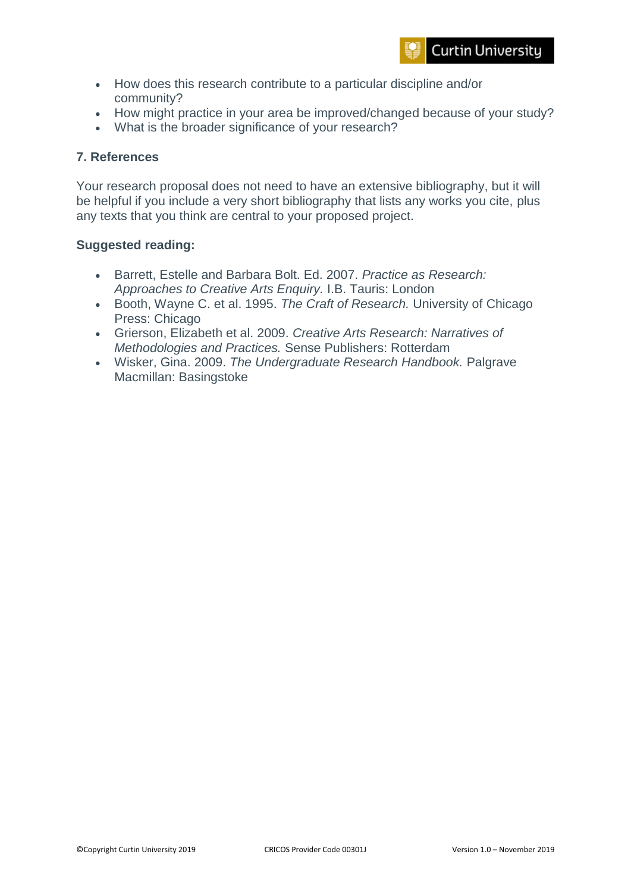- How does this research contribute to a particular discipline and/or community?
- How might practice in your area be improved/changed because of your study?
- What is the broader significance of your research?

### 7. References

Your research proposal does not need to have an extensive bibliography, but it will be helpful if you include a very short bibliography that lists any works you cite, plus any texts that you think are central to your proposed project.

**Suggested reading:**

- Barrett, Estelle and Barbara Bolt. Ed. 2007. *Practice as Research: Approaches to Creative Arts Enquiry.* I.B. Tauris: London
- Booth, Wayne C. et al. 1995. *The Craft of Research.* University of Chicago Press: Chicago
- Grierson, Elizabeth et al. 2009. *Creative Arts Research: Narratives of Methodologies and Practices.* Sense Publishers: Rotterdam
- Wisker, Gina. 2009. *The Undergraduate Research Handbook.* Palgrave Macmillan: Basingstoke